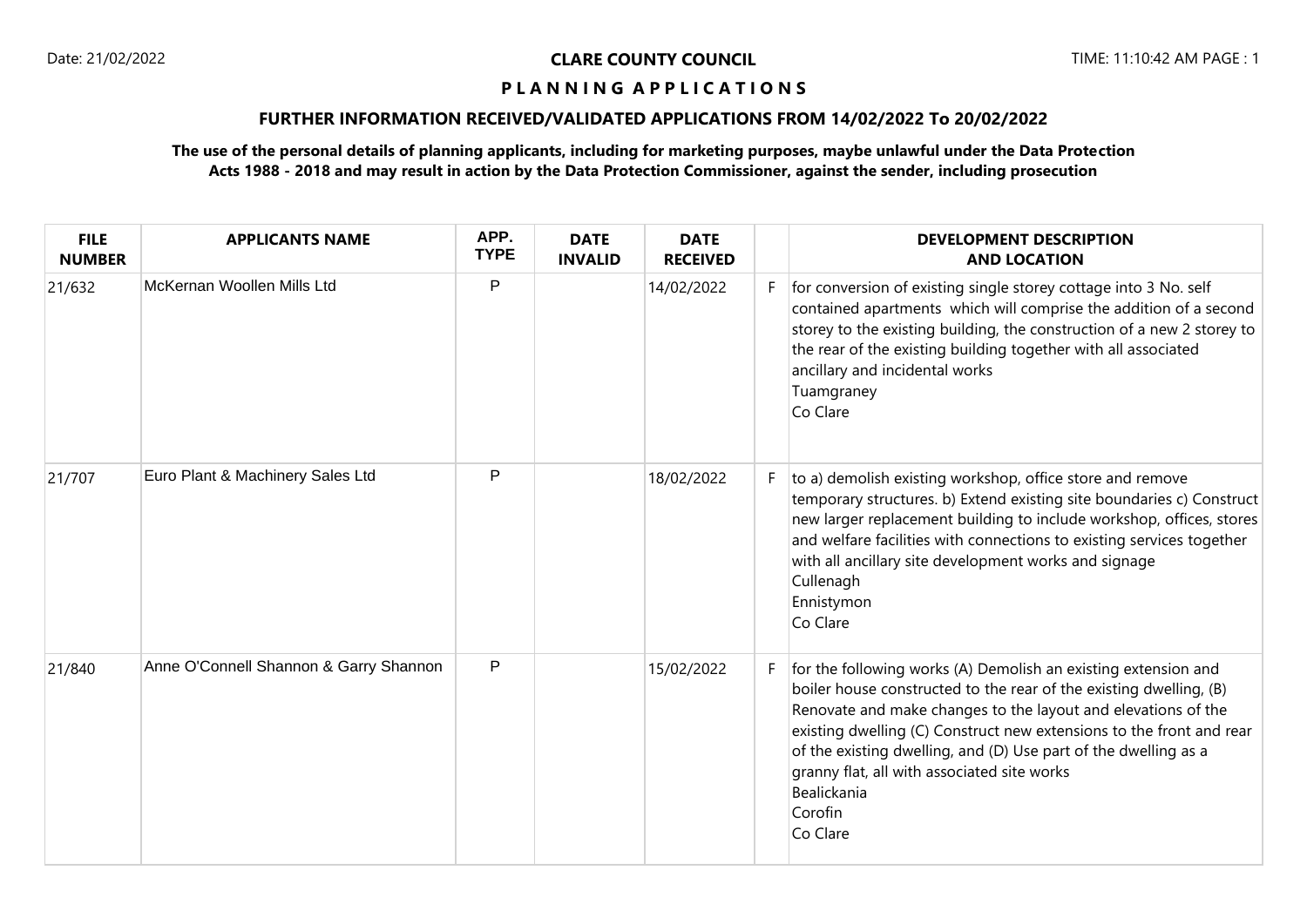**CLARE COUNTY COUNCIL**

**P L A N N I N G A P P L I C A T I O N S**

**FURTHER INFORMATION RECEIVED/VALIDATED APPLICATIONS FROM 14/02/2022 To 20/02/2022**

**The use of the personal details of planning applicants, including for marketing purposes, maybe unlawful under the Data Protection Acts 1988 - 2018 and may result in action by the Data Protection Commissioner, against the sender, including prosecution**

| FILE NUMBER | APPLICANTS NAME | APP. TYPE | DATE INVALID | DATE RECEIVED | | DEVELOPMENT DESCRIPTION AND LOCATION |
|---|---|---|---|---|---|---|
| 21/632 | McKernan Woollen Mills Ltd | P | | 14/02/2022 | F | for conversion of existing single storey cottage into 3 No. self contained apartments which will comprise the addition of a second storey to the existing building, the construction of a new 2 storey to the rear of the existing building together with all associated ancillary and incidental works<br>Tuamgraney<br>Co Clare |
| 21/707 | Euro Plant & Machinery Sales Ltd | P | | 18/02/2022 | F | to a) demolish existing workshop, office store and remove temporary structures. b) Extend existing site boundaries c) Construct new larger replacement building to include workshop, offices, stores and welfare facilities with connections to existing services together with all ancillary site development works and signage<br>Cullenagh<br>Ennistymon<br>Co Clare |
| 21/840 | Anne O'Connell Shannon & Garry Shannon | P | | 15/02/2022 | F | for the following works (A) Demolish an existing extension and boiler house constructed to the rear of the existing dwelling, (B) Renovate and make changes to the layout and elevations of the existing dwelling (C) Construct new extensions to the front and rear of the existing dwelling, and (D) Use part of the dwelling as a granny flat, all with associated site works<br>Bealickania<br>Corofin<br>Co Clare |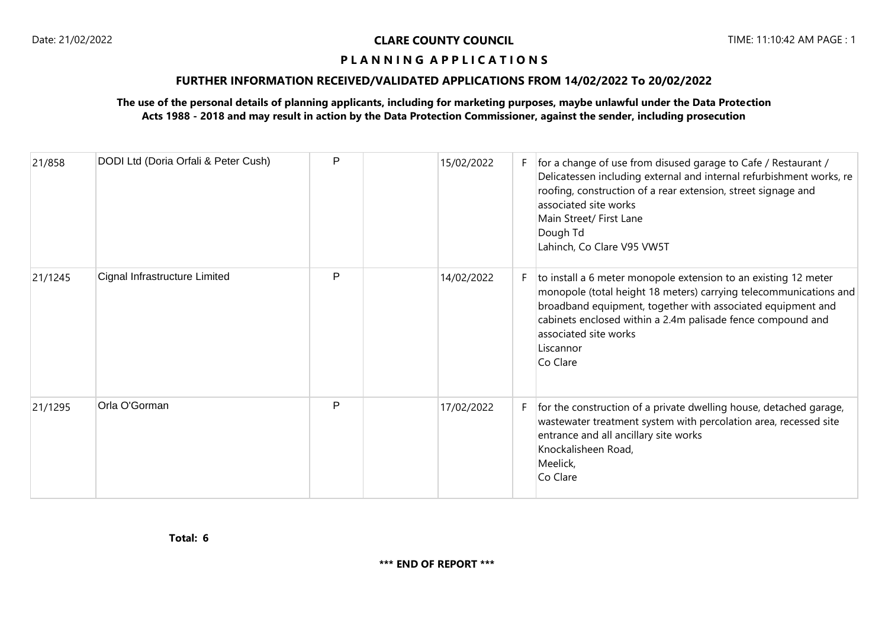**CLARE COUNTY COUNCIL**

**P L A N N I N G A P P L I C A T I O N S**

**FURTHER INFORMATION RECEIVED/VALIDATED APPLICATIONS FROM 14/02/2022 To 20/02/2022**

**The use of the personal details of planning applicants, including for marketing purposes, maybe unlawful under the Data Protection Acts 1988 - 2018 and may result in action by the Data Protection Commissioner, against the sender, including prosecution**

| | | | | | | |
|---|---|---|---|---|---|---|
| 21/858 | DODI Ltd (Doria Orfali & Peter Cush) | P | | 15/02/2022 | F | for a change of use from disused garage to Cafe / Restaurant / Delicatessen including external and internal refurbishment works, re roofing, construction of a rear extension, street signage and associated site works<br>Main Street/ First Lane<br>Dough Td<br>Lahinch, Co Clare V95 VW5T |
| 21/1245 | Cignal Infrastructure Limited | P | | 14/02/2022 | F | to install a 6 meter monopole extension to an existing 12 meter monopole (total height 18 meters) carrying telecommunications and broadband equipment, together with associated equipment and cabinets enclosed within a 2.4m palisade fence compound and associated site works<br>Liscannor<br>Co Clare |
| 21/1295 | Orla O'Gorman | P | | 17/02/2022 | F | for the construction of a private dwelling house, detached garage, wastewater treatment system with percolation area, recessed site entrance and all ancillary site works<br>Knockalisheen Road,<br>Meelick,<br>Co Clare |

**Total: 6**

**\*\*\* END OF REPORT \*\*\***